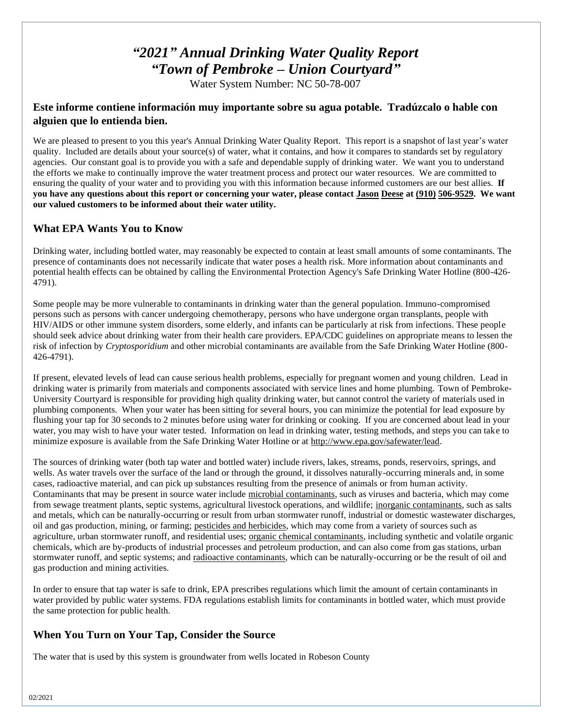# *"2021" Annual Drinking Water Quality Report*
# *"Town of Pembroke – Union Courtyard"*

Water System Number: NC 50-78-007

**Este informe contiene información muy importante sobre su agua potable. Tradúzcalo o hable con alguien que lo entienda bien.**

We are pleased to present to you this year's Annual Drinking Water Quality Report. This report is a snapshot of last year's water quality. Included are details about your source(s) of water, what it contains, and how it compares to standards set by regulatory agencies. Our constant goal is to provide you with a safe and dependable supply of drinking water. We want you to understand the efforts we make to continually improve the water treatment process and protect our water resources. We are committed to ensuring the quality of your water and to providing you with this information because informed customers are our best allies. **If you have any questions about this report or concerning your water, please contact Jason Deese at (910) 506-9529. We want our valued customers to be informed about their water utility.**

## What EPA Wants You to Know

Drinking water, including bottled water, may reasonably be expected to contain at least small amounts of some contaminants. The presence of contaminants does not necessarily indicate that water poses a health risk. More information about contaminants and potential health effects can be obtained by calling the Environmental Protection Agency's Safe Drinking Water Hotline (800-426-4791).

Some people may be more vulnerable to contaminants in drinking water than the general population. Immuno-compromised persons such as persons with cancer undergoing chemotherapy, persons who have undergone organ transplants, people with HIV/AIDS or other immune system disorders, some elderly, and infants can be particularly at risk from infections. These people should seek advice about drinking water from their health care providers. EPA/CDC guidelines on appropriate means to lessen the risk of infection by *Cryptosporidium* and other microbial contaminants are available from the Safe Drinking Water Hotline (800-426-4791).

If present, elevated levels of lead can cause serious health problems, especially for pregnant women and young children. Lead in drinking water is primarily from materials and components associated with service lines and home plumbing. Town of Pembroke-University Courtyard is responsible for providing high quality drinking water, but cannot control the variety of materials used in plumbing components. When your water has been sitting for several hours, you can minimize the potential for lead exposure by flushing your tap for 30 seconds to 2 minutes before using water for drinking or cooking. If you are concerned about lead in your water, you may wish to have your water tested. Information on lead in drinking water, testing methods, and steps you can take to minimize exposure is available from the Safe Drinking Water Hotline or at http://www.epa.gov/safewater/lead.

The sources of drinking water (both tap water and bottled water) include rivers, lakes, streams, ponds, reservoirs, springs, and wells. As water travels over the surface of the land or through the ground, it dissolves naturally-occurring minerals and, in some cases, radioactive material, and can pick up substances resulting from the presence of animals or from human activity. Contaminants that may be present in source water include microbial contaminants, such as viruses and bacteria, which may come from sewage treatment plants, septic systems, agricultural livestock operations, and wildlife; inorganic contaminants, such as salts and metals, which can be naturally-occurring or result from urban stormwater runoff, industrial or domestic wastewater discharges, oil and gas production, mining, or farming; pesticides and herbicides, which may come from a variety of sources such as agriculture, urban stormwater runoff, and residential uses; organic chemical contaminants, including synthetic and volatile organic chemicals, which are by-products of industrial processes and petroleum production, and can also come from gas stations, urban stormwater runoff, and septic systems; and radioactive contaminants, which can be naturally-occurring or be the result of oil and gas production and mining activities.

In order to ensure that tap water is safe to drink, EPA prescribes regulations which limit the amount of certain contaminants in water provided by public water systems. FDA regulations establish limits for contaminants in bottled water, which must provide the same protection for public health.

## When You Turn on Your Tap, Consider the Source

The water that is used by this system is groundwater from wells located in Robeson County

02/2021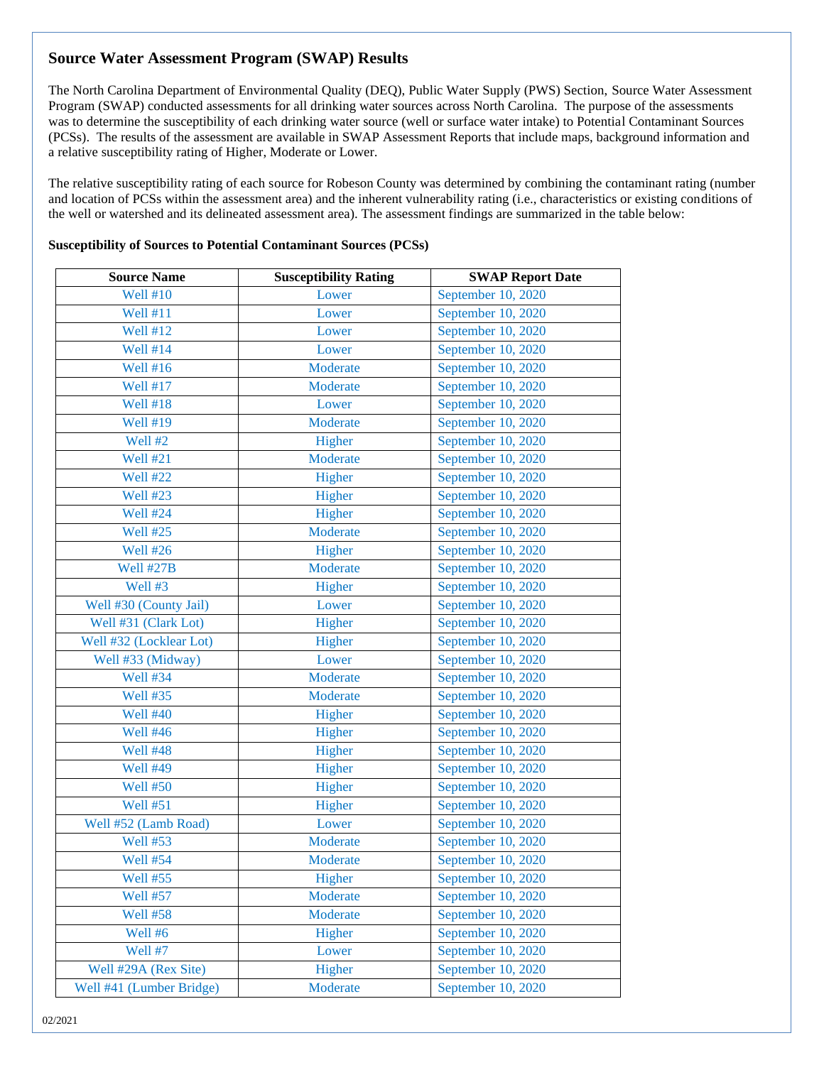## Source Water Assessment Program (SWAP) Results

The North Carolina Department of Environmental Quality (DEQ), Public Water Supply (PWS) Section, Source Water Assessment Program (SWAP) conducted assessments for all drinking water sources across North Carolina. The purpose of the assessments was to determine the susceptibility of each drinking water source (well or surface water intake) to Potential Contaminant Sources (PCSs). The results of the assessment are available in SWAP Assessment Reports that include maps, background information and a relative susceptibility rating of Higher, Moderate or Lower.

The relative susceptibility rating of each source for Robeson County was determined by combining the contaminant rating (number and location of PCSs within the assessment area) and the inherent vulnerability rating (i.e., characteristics or existing conditions of the well or watershed and its delineated assessment area). The assessment findings are summarized in the table below:

**Susceptibility of Sources to Potential Contaminant Sources (PCSs)**

| Source Name | Susceptibility Rating | SWAP Report Date |
|---|---|---|
| Well #10 | Lower | September 10, 2020 |
| Well #11 | Lower | September 10, 2020 |
| Well #12 | Lower | September 10, 2020 |
| Well #14 | Lower | September 10, 2020 |
| Well #16 | Moderate | September 10, 2020 |
| Well #17 | Moderate | September 10, 2020 |
| Well #18 | Lower | September 10, 2020 |
| Well #19 | Moderate | September 10, 2020 |
| Well #2 | Higher | September 10, 2020 |
| Well #21 | Moderate | September 10, 2020 |
| Well #22 | Higher | September 10, 2020 |
| Well #23 | Higher | September 10, 2020 |
| Well #24 | Higher | September 10, 2020 |
| Well #25 | Moderate | September 10, 2020 |
| Well #26 | Higher | September 10, 2020 |
| Well #27B | Moderate | September 10, 2020 |
| Well #3 | Higher | September 10, 2020 |
| Well #30 (County Jail) | Lower | September 10, 2020 |
| Well #31 (Clark Lot) | Higher | September 10, 2020 |
| Well #32 (Locklear Lot) | Higher | September 10, 2020 |
| Well #33 (Midway) | Lower | September 10, 2020 |
| Well #34 | Moderate | September 10, 2020 |
| Well #35 | Moderate | September 10, 2020 |
| Well #40 | Higher | September 10, 2020 |
| Well #46 | Higher | September 10, 2020 |
| Well #48 | Higher | September 10, 2020 |
| Well #49 | Higher | September 10, 2020 |
| Well #50 | Higher | September 10, 2020 |
| Well #51 | Higher | September 10, 2020 |
| Well #52 (Lamb Road) | Lower | September 10, 2020 |
| Well #53 | Moderate | September 10, 2020 |
| Well #54 | Moderate | September 10, 2020 |
| Well #55 | Higher | September 10, 2020 |
| Well #57 | Moderate | September 10, 2020 |
| Well #58 | Moderate | September 10, 2020 |
| Well #6 | Higher | September 10, 2020 |
| Well #7 | Lower | September 10, 2020 |
| Well #29A (Rex Site) | Higher | September 10, 2020 |
| Well #41 (Lumber Bridge) | Moderate | September 10, 2020 |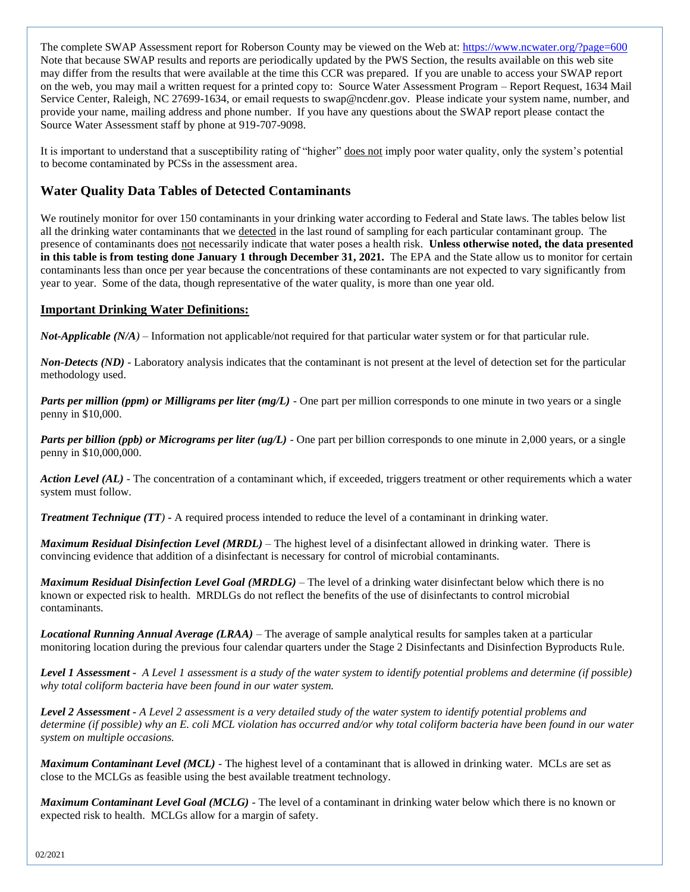The complete SWAP Assessment report for Roberson County may be viewed on the Web at: https://www.ncwater.org/?page=600 Note that because SWAP results and reports are periodically updated by the PWS Section, the results available on this web site may differ from the results that were available at the time this CCR was prepared. If you are unable to access your SWAP report on the web, you may mail a written request for a printed copy to: Source Water Assessment Program – Report Request, 1634 Mail Service Center, Raleigh, NC 27699-1634, or email requests to swap@ncdenr.gov. Please indicate your system name, number, and provide your name, mailing address and phone number. If you have any questions about the SWAP report please contact the Source Water Assessment staff by phone at 919-707-9098.

It is important to understand that a susceptibility rating of "higher" does not imply poor water quality, only the system's potential to become contaminated by PCSs in the assessment area.

## Water Quality Data Tables of Detected Contaminants

We routinely monitor for over 150 contaminants in your drinking water according to Federal and State laws. The tables below list all the drinking water contaminants that we detected in the last round of sampling for each particular contaminant group. The presence of contaminants does not necessarily indicate that water poses a health risk. **Unless otherwise noted, the data presented in this table is from testing done January 1 through December 31, 2021.** The EPA and the State allow us to monitor for certain contaminants less than once per year because the concentrations of these contaminants are not expected to vary significantly from year to year. Some of the data, though representative of the water quality, is more than one year old.

### Important Drinking Water Definitions:

***Not-Applicable (N/A)*** – Information not applicable/not required for that particular water system or for that particular rule.

***Non-Detects (ND)*** - Laboratory analysis indicates that the contaminant is not present at the level of detection set for the particular methodology used.

***Parts per million (ppm) or Milligrams per liter (mg/L)*** - One part per million corresponds to one minute in two years or a single penny in $10,000.

***Parts per billion (ppb) or Micrograms per liter (ug/L)*** - One part per billion corresponds to one minute in 2,000 years, or a single penny in $10,000,000.

***Action Level (AL)*** - The concentration of a contaminant which, if exceeded, triggers treatment or other requirements which a water system must follow.

***Treatment Technique (TT)*** **-** A required process intended to reduce the level of a contaminant in drinking water.

***Maximum Residual Disinfection Level (MRDL)*** – The highest level of a disinfectant allowed in drinking water. There is convincing evidence that addition of a disinfectant is necessary for control of microbial contaminants.

***Maximum Residual Disinfection Level Goal (MRDLG)*** – The level of a drinking water disinfectant below which there is no known or expected risk to health. MRDLGs do not reflect the benefits of the use of disinfectants to control microbial contaminants.

***Locational Running Annual Average (LRAA)*** – The average of sample analytical results for samples taken at a particular monitoring location during the previous four calendar quarters under the Stage 2 Disinfectants and Disinfection Byproducts Rule.

***Level 1 Assessment*** - *A Level 1 assessment is a study of the water system to identify potential problems and determine (if possible) why total coliform bacteria have been found in our water system.*

***Level 2 Assessment*** - *A Level 2 assessment is a very detailed study of the water system to identify potential problems and determine (if possible) why an E. coli MCL violation has occurred and/or why total coliform bacteria have been found in our water system on multiple occasions.*

***Maximum Contaminant Level (MCL)*** - The highest level of a contaminant that is allowed in drinking water. MCLs are set as close to the MCLGs as feasible using the best available treatment technology.

***Maximum Contaminant Level Goal (MCLG)*** - The level of a contaminant in drinking water below which there is no known or expected risk to health. MCLGs allow for a margin of safety.

02/2021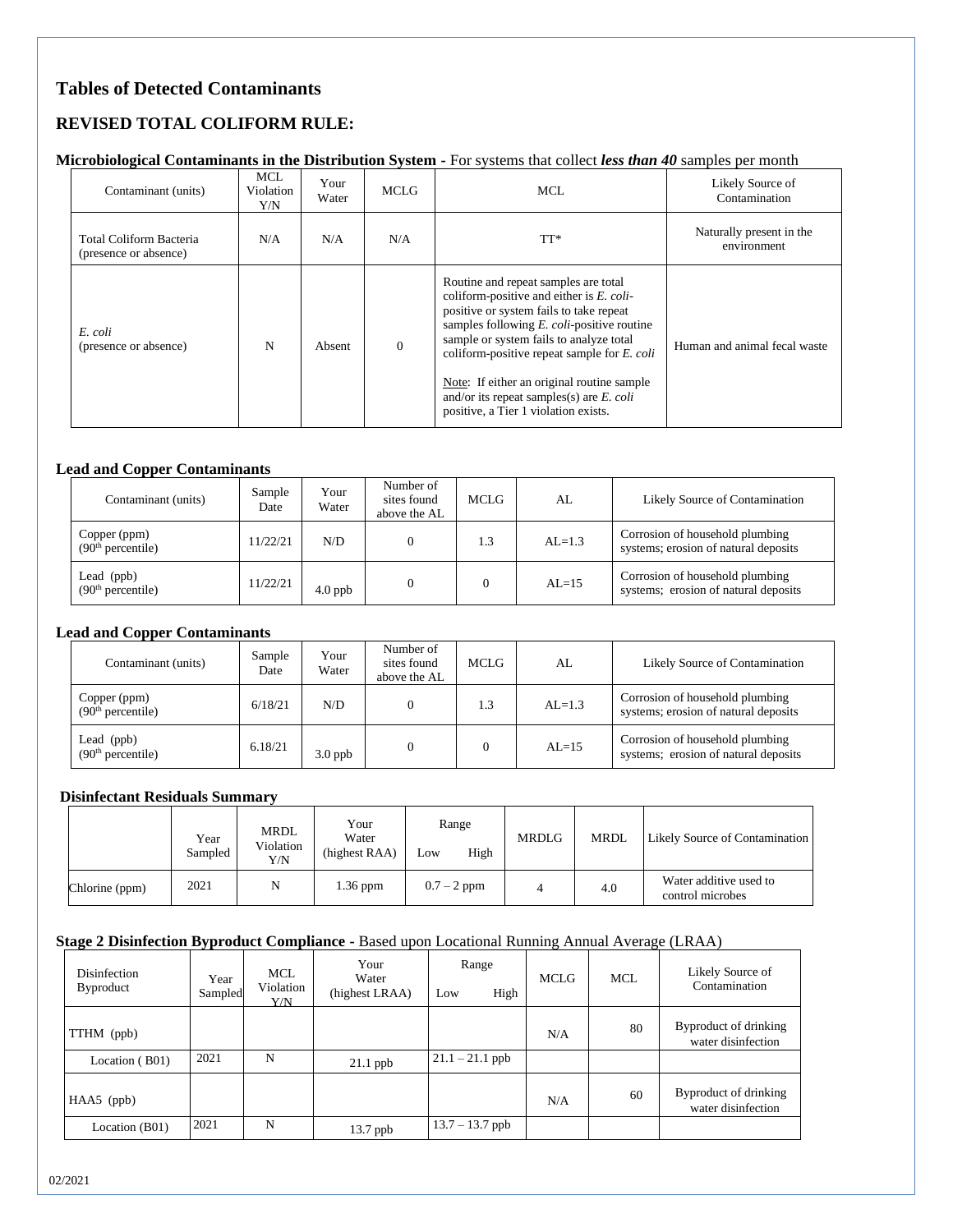# Tables of Detected Contaminants

## REVISED TOTAL COLIFORM RULE:

**Microbiological Contaminants in the Distribution System -** For systems that collect ***less than 40*** samples per month

| Contaminant (units) | MCL Violation Y/N | Your Water | MCLG | MCL | Likely Source of Contamination |
|---|---|---|---|---|---|
| Total Coliform Bacteria (presence or absence) | N/A | N/A | N/A | TT* | Naturally present in the environment |
| *E. coli* (presence or absence) | N | Absent | 0 | Routine and repeat samples are total coliform-positive and either is *E. coli*-positive or system fails to take repeat samples following *E. coli*-positive routine sample or system fails to analyze total coliform-positive repeat sample for *E. coli*<br><br>Note: If either an original routine sample and/or its repeat samples(s) are *E. coli* positive, a Tier 1 violation exists. | Human and animal fecal waste |

**Lead and Copper Contaminants**

| Contaminant (units) | Sample Date | Your Water | Number of sites found above the AL | MCLG | AL | Likely Source of Contamination |
|---|---|---|---|---|---|---|
| Copper (ppm) (90th percentile) | 11/22/21 | N/D | 0 | 1.3 | AL=1.3 | Corrosion of household plumbing systems; erosion of natural deposits |
| Lead (ppb) (90th percentile) | 11/22/21 | 4.0 ppb | 0 | 0 | AL=15 | Corrosion of household plumbing systems; erosion of natural deposits |

**Lead and Copper Contaminants**

| Contaminant (units) | Sample Date | Your Water | Number of sites found above the AL | MCLG | AL | Likely Source of Contamination |
|---|---|---|---|---|---|---|
| Copper (ppm) (90th percentile) | 6/18/21 | N/D | 0 | 1.3 | AL=1.3 | Corrosion of household plumbing systems; erosion of natural deposits |
| Lead (ppb) (90th percentile) | 6.18/21 | 3.0 ppb | 0 | 0 | AL=15 | Corrosion of household plumbing systems; erosion of natural deposits |

**Disinfectant Residuals Summary**

| | Year Sampled | MRDL Violation Y/N | Your Water (highest RAA) | Range Low High | MRDLG | MRDL | Likely Source of Contamination |
|---|---|---|---|---|---|---|---|
| Chlorine (ppm) | 2021 | N | 1.36 ppm | 0.7 – 2 ppm | 4 | 4.0 | Water additive used to control microbes |

**Stage 2 Disinfection Byproduct Compliance -** Based upon Locational Running Annual Average (LRAA)

| Disinfection Byproduct | Year Sampled | MCL Violation Y/N | Your Water (highest LRAA) | Range Low High | MCLG | MCL | Likely Source of Contamination |
|---|---|---|---|---|---|---|---|
| TTHM (ppb) | | | | | N/A | 80 | Byproduct of drinking water disinfection |
| Location ( B01) | 2021 | N | 21.1 ppb | 21.1 – 21.1 ppb | | | |
| HAA5 (ppb) | | | | | N/A | 60 | Byproduct of drinking water disinfection |
| Location (B01) | 2021 | N | 13.7 ppb | 13.7 – 13.7 ppb | | | |

02/2021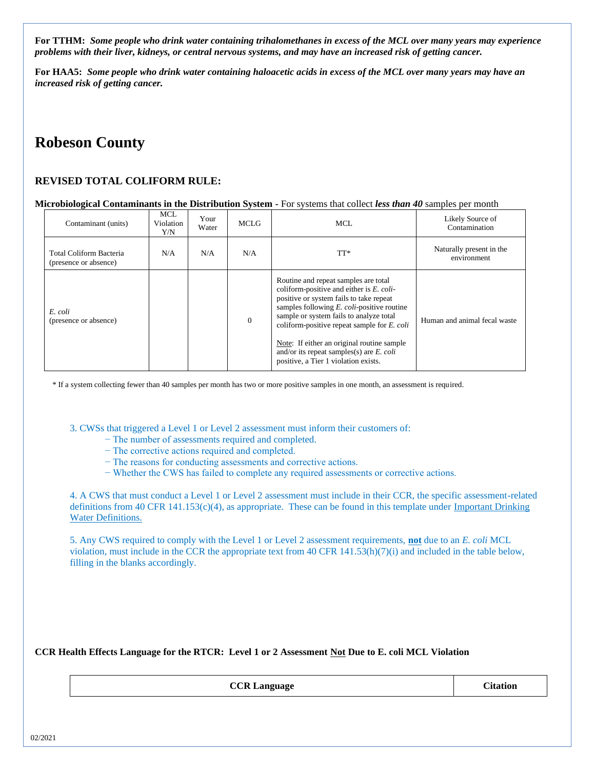**For TTHM:** ***Some people who drink water containing trihalomethanes in excess of the MCL over many years may experience problems with their liver, kidneys, or central nervous systems, and may have an increased risk of getting cancer.***

**For HAA5:** ***Some people who drink water containing haloacetic acids in excess of the MCL over many years may have an increased risk of getting cancer.***

# Robeson County

### REVISED TOTAL COLIFORM RULE:

**Microbiological Contaminants in the Distribution System** - For systems that collect ***less than 40*** samples per month

| Contaminant (units) | MCL Violation Y/N | Your Water | MCLG | MCL | Likely Source of Contamination |
|---|---|---|---|---|---|
| Total Coliform Bacteria (presence or absence) | N/A | N/A | N/A | TT* | Naturally present in the environment |
| *E. coli* (presence or absence) | | | 0 | Routine and repeat samples are total coliform-positive and either is *E. coli*-positive or system fails to take repeat samples following *E. coli*-positive routine sample or system fails to analyze total coliform-positive repeat sample for *E. coli*<br><br>Note: If either an original routine sample and/or its repeat samples(s) are *E. coli* positive, a Tier 1 violation exists. | Human and animal fecal waste |

\* If a system collecting fewer than 40 samples per month has two or more positive samples in one month, an assessment is required.

3. CWSs that triggered a Level 1 or Level 2 assessment must inform their customers of:
   - The number of assessments required and completed.
   - The corrective actions required and completed.
   - The reasons for conducting assessments and corrective actions.
   - Whether the CWS has failed to complete any required assessments or corrective actions.

4. A CWS that must conduct a Level 1 or Level 2 assessment must include in their CCR, the specific assessment-related definitions from 40 CFR 141.153(c)(4), as appropriate. These can be found in this template under Important Drinking Water Definitions.

5. Any CWS required to comply with the Level 1 or Level 2 assessment requirements, **not** due to an *E. coli* MCL violation, must include in the CCR the appropriate text from 40 CFR 141.53(h)(7)(i) and included in the table below, filling in the blanks accordingly.

**CCR Health Effects Language for the RTCR: Level 1 or 2 Assessment Not Due to E. coli MCL Violation**

| CCR Language | Citation |
|---|---|

02/2021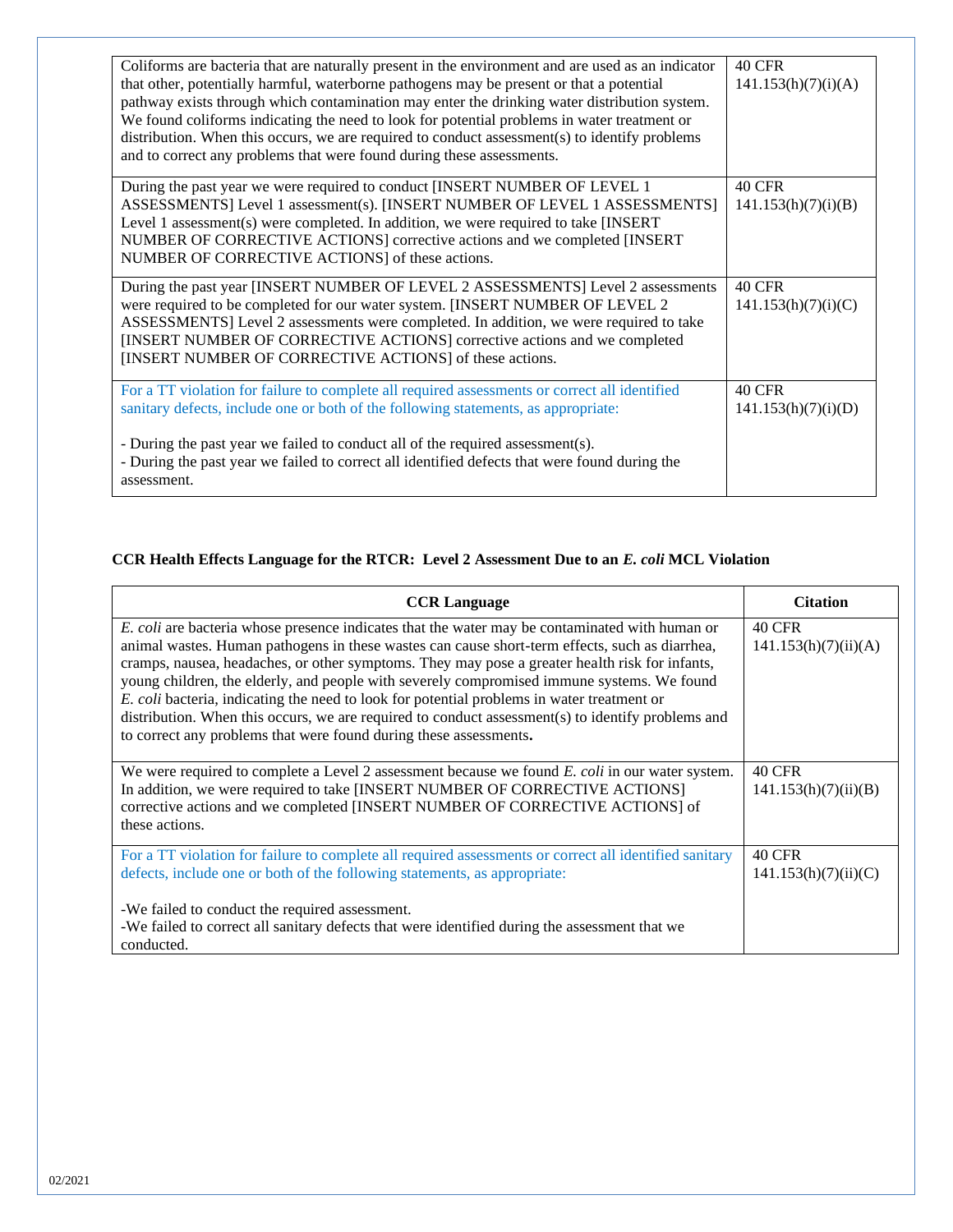| | |
|---|---|
| Coliforms are bacteria that are naturally present in the environment and are used as an indicator that other, potentially harmful, waterborne pathogens may be present or that a potential pathway exists through which contamination may enter the drinking water distribution system. We found coliforms indicating the need to look for potential problems in water treatment or distribution. When this occurs, we are required to conduct assessment(s) to identify problems and to correct any problems that were found during these assessments. | 40 CFR 141.153(h)(7)(i)(A) |
| During the past year we were required to conduct [INSERT NUMBER OF LEVEL 1 ASSESSMENTS] Level 1 assessment(s). [INSERT NUMBER OF LEVEL 1 ASSESSMENTS] Level 1 assessment(s) were completed. In addition, we were required to take [INSERT NUMBER OF CORRECTIVE ACTIONS] corrective actions and we completed [INSERT NUMBER OF CORRECTIVE ACTIONS] of these actions. | 40 CFR 141.153(h)(7)(i)(B) |
| During the past year [INSERT NUMBER OF LEVEL 2 ASSESSMENTS] Level 2 assessments were required to be completed for our water system. [INSERT NUMBER OF LEVEL 2 ASSESSMENTS] Level 2 assessments were completed. In addition, we were required to take [INSERT NUMBER OF CORRECTIVE ACTIONS] corrective actions and we completed [INSERT NUMBER OF CORRECTIVE ACTIONS] of these actions. | 40 CFR 141.153(h)(7)(i)(C) |
| For a TT violation for failure to complete all required assessments or correct all identified sanitary defects, include one or both of the following statements, as appropriate:<br><br>- During the past year we failed to conduct all of the required assessment(s).<br>- During the past year we failed to correct all identified defects that were found during the assessment. | 40 CFR 141.153(h)(7)(i)(D) |

**CCR Health Effects Language for the RTCR: Level 2 Assessment Due to an *E. coli* MCL Violation**

| CCR Language | Citation |
|---|---|
| *E. coli* are bacteria whose presence indicates that the water may be contaminated with human or animal wastes. Human pathogens in these wastes can cause short-term effects, such as diarrhea, cramps, nausea, headaches, or other symptoms. They may pose a greater health risk for infants, young children, the elderly, and people with severely compromised immune systems. We found *E. coli* bacteria, indicating the need to look for potential problems in water treatment or distribution. When this occurs, we are required to conduct assessment(s) to identify problems and to correct any problems that were found during these assessments. | 40 CFR 141.153(h)(7)(ii)(A) |
| We were required to complete a Level 2 assessment because we found *E. coli* in our water system. In addition, we were required to take [INSERT NUMBER OF CORRECTIVE ACTIONS] corrective actions and we completed [INSERT NUMBER OF CORRECTIVE ACTIONS] of these actions. | 40 CFR 141.153(h)(7)(ii)(B) |
| For a TT violation for failure to complete all required assessments or correct all identified sanitary defects, include one or both of the following statements, as appropriate:<br><br>-We failed to conduct the required assessment.<br>-We failed to correct all sanitary defects that were identified during the assessment that we conducted. | 40 CFR 141.153(h)(7)(ii)(C) |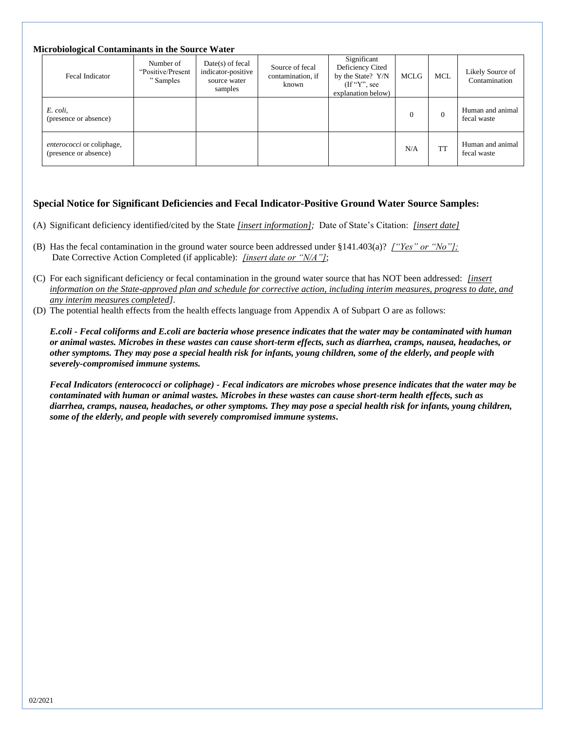**Microbiological Contaminants in the Source Water**

| Fecal Indicator | Number of "Positive/Present" Samples | Date(s) of fecal indicator-positive source water samples | Source of fecal contamination, if known | Significant Deficiency Cited by the State? Y/N (If "Y", see explanation below) | MCLG | MCL | Likely Source of Contamination |
|---|---|---|---|---|---|---|---|
| *E. coli*, (presence or absence) | | | | | 0 | 0 | Human and animal fecal waste |
| *enterococci* or coliphage, (presence or absence) | | | | | N/A | TT | Human and animal fecal waste |

## Special Notice for Significant Deficiencies and Fecal Indicator-Positive Ground Water Source Samples:

(A) Significant deficiency identified/cited by the State *[insert information];* Date of State's Citation: *[insert date]*

(B) Has the fecal contamination in the ground water source been addressed under §141.403(a)? *["Yes" or "No"];* Date Corrective Action Completed (if applicable): *[insert date or "N/A"]*;

(C) For each significant deficiency or fecal contamination in the ground water source that has NOT been addressed: *[insert information on the State-approved plan and schedule for corrective action, including interim measures, progress to date, and any interim measures completed]*.

(D) The potential health effects from the health effects language from Appendix A of Subpart O are as follows:

***E.coli - Fecal coliforms and E.coli are bacteria whose presence indicates that the water may be contaminated with human or animal wastes. Microbes in these wastes can cause short-term effects, such as diarrhea, cramps, nausea, headaches, or other symptoms. They may pose a special health risk for infants, young children, some of the elderly, and people with severely-compromised immune systems.***

***Fecal Indicators (enterococci or coliphage) - Fecal indicators are microbes whose presence indicates that the water may be contaminated with human or animal wastes. Microbes in these wastes can cause short-term health effects, such as diarrhea, cramps, nausea, headaches, or other symptoms. They may pose a special health risk for infants, young children, some of the elderly, and people with severely compromised immune systems.***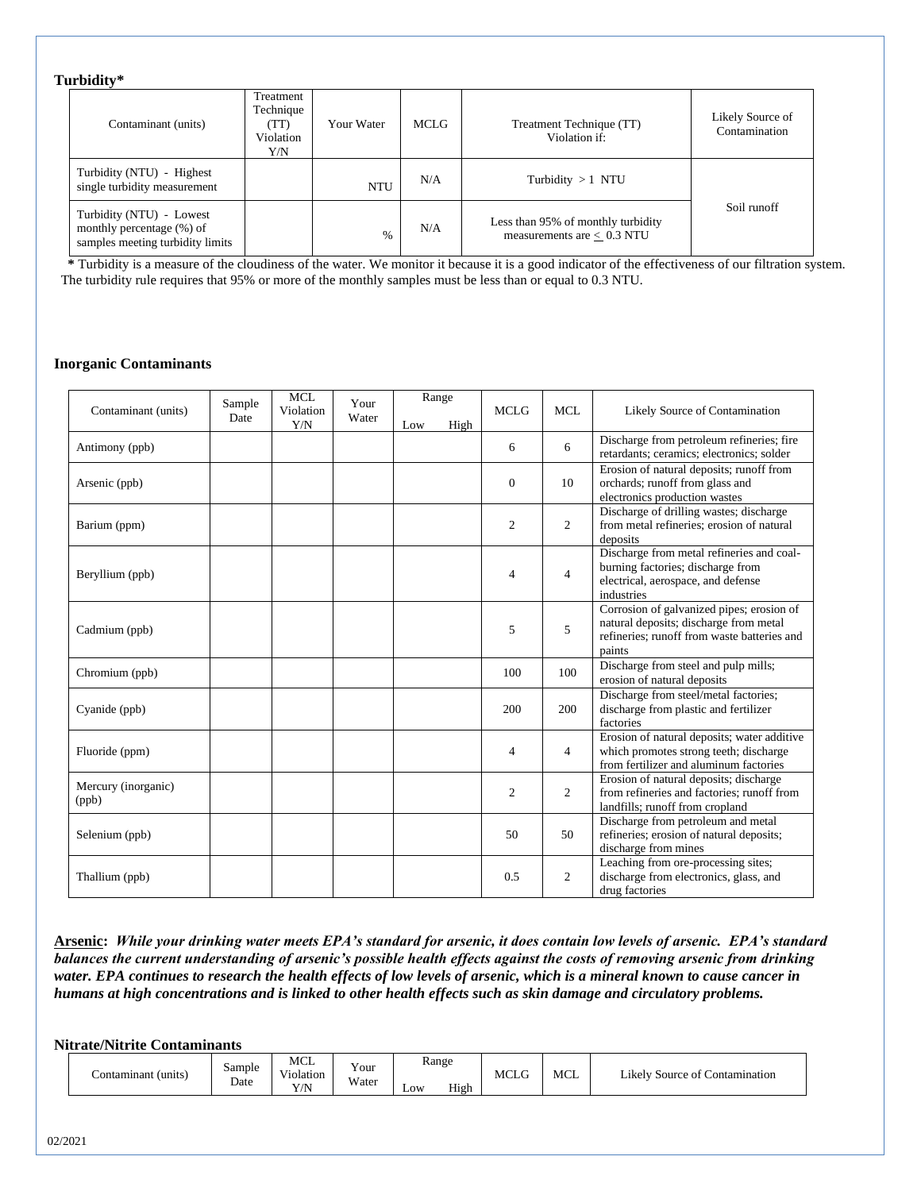### Turbidity*

| Contaminant (units) | Treatment Technique (TT) Violation Y/N | Your Water | MCLG | Treatment Technique (TT) Violation if: | Likely Source of Contamination |
|---|---|---|---|---|---|
| Turbidity (NTU) - Highest single turbidity measurement | | NTU | N/A | Turbidity > 1 NTU | Soil runoff |
| Turbidity (NTU) - Lowest monthly percentage (%) of samples meeting turbidity limits | | % | N/A | Less than 95% of monthly turbidity measurements are $\leq$ 0.3 NTU | |

**\*** Turbidity is a measure of the cloudiness of the water. We monitor it because it is a good indicator of the effectiveness of our filtration system. The turbidity rule requires that 95% or more of the monthly samples must be less than or equal to 0.3 NTU.

### Inorganic Contaminants

| Contaminant (units) | Sample Date | MCL Violation Y/N | Your Water | Range Low | Range High | MCLG | MCL | Likely Source of Contamination |
|---|---|---|---|---|---|---|---|---|
| Antimony (ppb) | | | | | | 6 | 6 | Discharge from petroleum refineries; fire retardants; ceramics; electronics; solder |
| Arsenic (ppb) | | | | | | 0 | 10 | Erosion of natural deposits; runoff from orchards; runoff from glass and electronics production wastes |
| Barium (ppm) | | | | | | 2 | 2 | Discharge of drilling wastes; discharge from metal refineries; erosion of natural deposits |
| Beryllium (ppb) | | | | | | 4 | 4 | Discharge from metal refineries and coal-burning factories; discharge from electrical, aerospace, and defense industries |
| Cadmium (ppb) | | | | | | 5 | 5 | Corrosion of galvanized pipes; erosion of natural deposits; discharge from metal refineries; runoff from waste batteries and paints |
| Chromium (ppb) | | | | | | 100 | 100 | Discharge from steel and pulp mills; erosion of natural deposits |
| Cyanide (ppb) | | | | | | 200 | 200 | Discharge from steel/metal factories; discharge from plastic and fertilizer factories |
| Fluoride (ppm) | | | | | | 4 | 4 | Erosion of natural deposits; water additive which promotes strong teeth; discharge from fertilizer and aluminum factories |
| Mercury (inorganic) (ppb) | | | | | | 2 | 2 | Erosion of natural deposits; discharge from refineries and factories; runoff from landfills; runoff from cropland |
| Selenium (ppb) | | | | | | 50 | 50 | Discharge from petroleum and metal refineries; erosion of natural deposits; discharge from mines |
| Thallium (ppb) | | | | | | 0.5 | 2 | Leaching from ore-processing sites; discharge from electronics, glass, and drug factories |

**Arsenic:** ***While your drinking water meets EPA's standard for arsenic, it does contain low levels of arsenic. EPA's standard balances the current understanding of arsenic's possible health effects against the costs of removing arsenic from drinking water. EPA continues to research the health effects of low levels of arsenic, which is a mineral known to cause cancer in humans at high concentrations and is linked to other health effects such as skin damage and circulatory problems.***

### Nitrate/Nitrite Contaminants

| Contaminant (units) | Sample Date | MCL Violation Y/N | Your Water | Range Low | Range High | MCLG | MCL | Likely Source of Contamination |
|---|---|---|---|---|---|---|---|---|

02/2021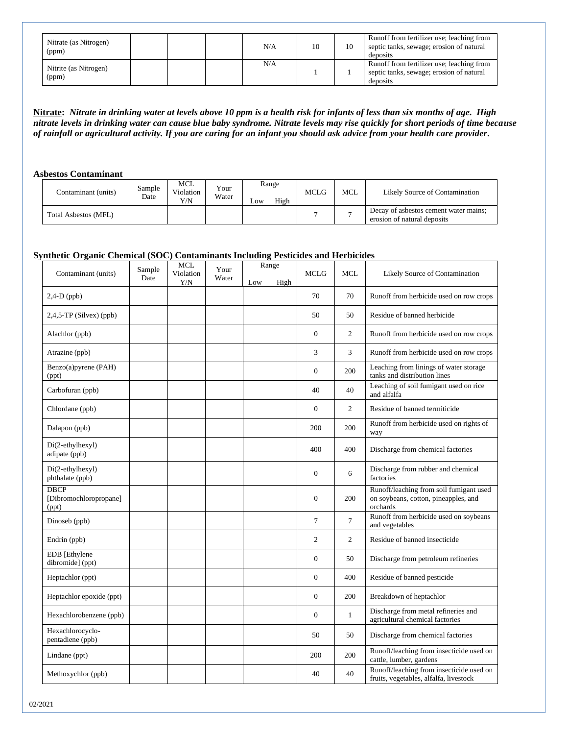| | | | | | | | | |
|---|---|---|---|---|---|---|---|---|
| Nitrate (as Nitrogen) (ppm) | | | | N/A | | 10 | 10 | Runoff from fertilizer use; leaching from septic tanks, sewage; erosion of natural deposits |
| Nitrite (as Nitrogen) (ppm) | | | | N/A | | 1 | 1 | Runoff from fertilizer use; leaching from septic tanks, sewage; erosion of natural deposits |

**Nitrate:** ***Nitrate in drinking water at levels above 10 ppm is a health risk for infants of less than six months of age. High nitrate levels in drinking water can cause blue baby syndrome. Nitrate levels may rise quickly for short periods of time because of rainfall or agricultural activity. If you are caring for an infant you should ask advice from your health care provider.***

### Asbestos Contaminant

| Contaminant (units) | Sample Date | MCL Violation Y/N | Your Water | Range Low | Range High | MCLG | MCL | Likely Source of Contamination |
|---|---|---|---|---|---|---|---|---|
| Total Asbestos (MFL) | | | | | | 7 | 7 | Decay of asbestos cement water mains; erosion of natural deposits |

### Synthetic Organic Chemical (SOC) Contaminants Including Pesticides and Herbicides

| Contaminant (units) | Sample Date | MCL Violation Y/N | Your Water | Range Low | Range High | MCLG | MCL | Likely Source of Contamination |
|---|---|---|---|---|---|---|---|---|
| 2,4-D (ppb) | | | | | | 70 | 70 | Runoff from herbicide used on row crops |
| 2,4,5-TP (Silvex) (ppb) | | | | | | 50 | 50 | Residue of banned herbicide |
| Alachlor (ppb) | | | | | | 0 | 2 | Runoff from herbicide used on row crops |
| Atrazine (ppb) | | | | | | 3 | 3 | Runoff from herbicide used on row crops |
| Benzo(a)pyrene (PAH) (ppt) | | | | | | 0 | 200 | Leaching from linings of water storage tanks and distribution lines |
| Carbofuran (ppb) | | | | | | 40 | 40 | Leaching of soil fumigant used on rice and alfalfa |
| Chlordane (ppb) | | | | | | 0 | 2 | Residue of banned termiticide |
| Dalapon (ppb) | | | | | | 200 | 200 | Runoff from herbicide used on rights of way |
| Di(2-ethylhexyl) adipate (ppb) | | | | | | 400 | 400 | Discharge from chemical factories |
| Di(2-ethylhexyl) phthalate (ppb) | | | | | | 0 | 6 | Discharge from rubber and chemical factories |
| DBCP [Dibromochloropropane] (ppt) | | | | | | 0 | 200 | Runoff/leaching from soil fumigant used on soybeans, cotton, pineapples, and orchards |
| Dinoseb (ppb) | | | | | | 7 | 7 | Runoff from herbicide used on soybeans and vegetables |
| Endrin (ppb) | | | | | | 2 | 2 | Residue of banned insecticide |
| EDB [Ethylene dibromide] (ppt) | | | | | | 0 | 50 | Discharge from petroleum refineries |
| Heptachlor (ppt) | | | | | | 0 | 400 | Residue of banned pesticide |
| Heptachlor epoxide (ppt) | | | | | | 0 | 200 | Breakdown of heptachlor |
| Hexachlorobenzene (ppb) | | | | | | 0 | 1 | Discharge from metal refineries and agricultural chemical factories |
| Hexachlorocyclo-pentadiene (ppb) | | | | | | 50 | 50 | Discharge from chemical factories |
| Lindane (ppt) | | | | | | 200 | 200 | Runoff/leaching from insecticide used on cattle, lumber, gardens |
| Methoxychlor (ppb) | | | | | | 40 | 40 | Runoff/leaching from insecticide used on fruits, vegetables, alfalfa, livestock |

02/2021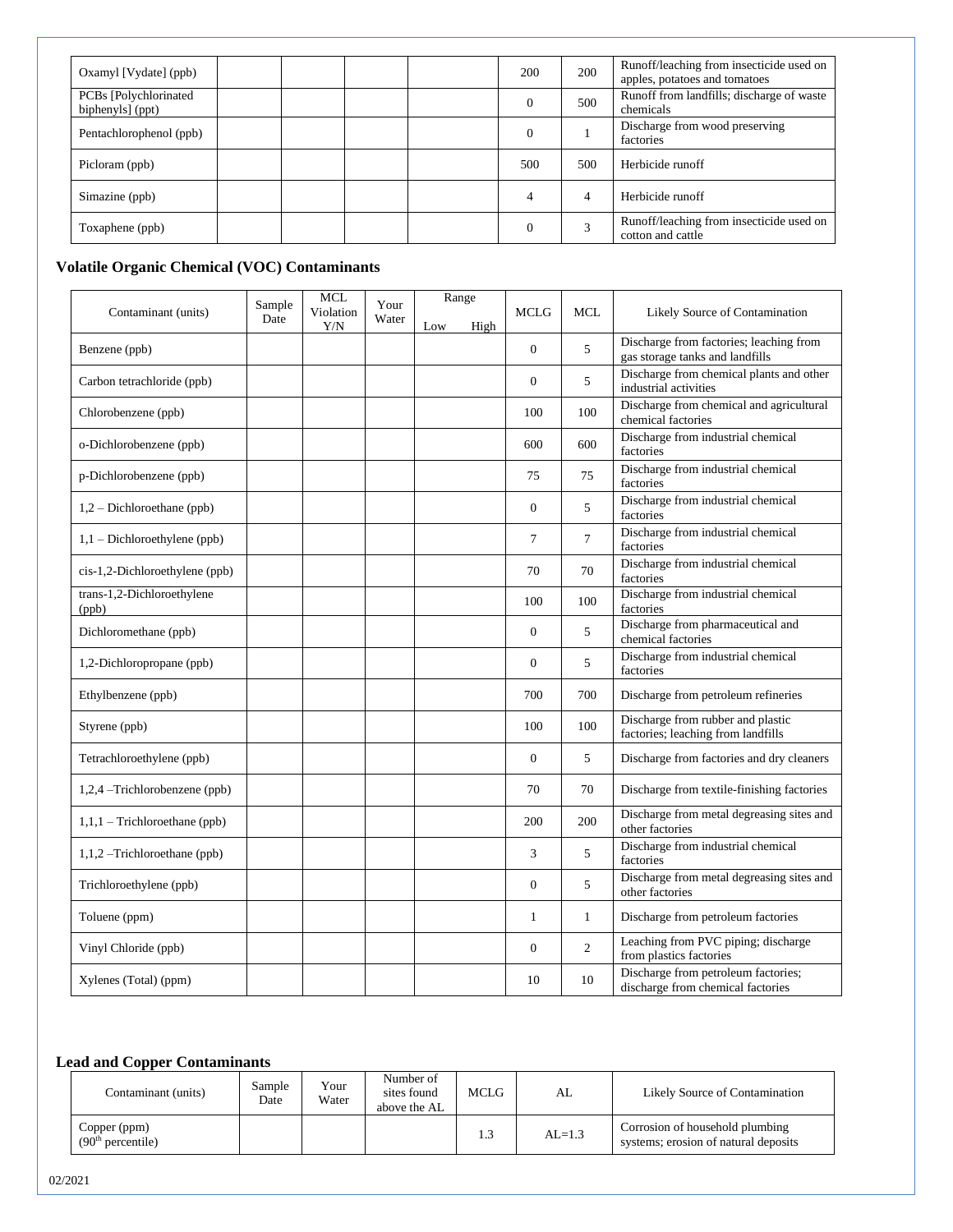| Oxamyl [Vydate] (ppb) | | | | | 200 | 200 | Runoff/leaching from insecticide used on apples, potatoes and tomatoes |
|---|---|---|---|---|---|---|---|
| PCBs [Polychlorinated biphenyls] (ppt) | | | | | 0 | 500 | Runoff from landfills; discharge of waste chemicals |
| Pentachlorophenol (ppb) | | | | | 0 | 1 | Discharge from wood preserving factories |
| Picloram (ppb) | | | | | 500 | 500 | Herbicide runoff |
| Simazine (ppb) | | | | | 4 | 4 | Herbicide runoff |
| Toxaphene (ppb) | | | | | 0 | 3 | Runoff/leaching from insecticide used on cotton and cattle |

### Volatile Organic Chemical (VOC) Contaminants

| Contaminant (units) | Sample Date | MCL Violation Y/N | Your Water | Range | | MCLG | MCL | Likely Source of Contamination |
|---|---|---|---|---|---|---|---|---|
| | | | | Low | High | | | |
| Benzene (ppb) | | | | | | 0 | 5 | Discharge from factories; leaching from gas storage tanks and landfills |
| Carbon tetrachloride (ppb) | | | | | | 0 | 5 | Discharge from chemical plants and other industrial activities |
| Chlorobenzene (ppb) | | | | | | 100 | 100 | Discharge from chemical and agricultural chemical factories |
| o-Dichlorobenzene (ppb) | | | | | | 600 | 600 | Discharge from industrial chemical factories |
| p-Dichlorobenzene (ppb) | | | | | | 75 | 75 | Discharge from industrial chemical factories |
| 1,2 – Dichloroethane (ppb) | | | | | | 0 | 5 | Discharge from industrial chemical factories |
| 1,1 – Dichloroethylene (ppb) | | | | | | 7 | 7 | Discharge from industrial chemical factories |
| cis-1,2-Dichloroethylene (ppb) | | | | | | 70 | 70 | Discharge from industrial chemical factories |
| trans-1,2-Dichloroethylene (ppb) | | | | | | 100 | 100 | Discharge from industrial chemical factories |
| Dichloromethane (ppb) | | | | | | 0 | 5 | Discharge from pharmaceutical and chemical factories |
| 1,2-Dichloropropane (ppb) | | | | | | 0 | 5 | Discharge from industrial chemical factories |
| Ethylbenzene (ppb) | | | | | | 700 | 700 | Discharge from petroleum refineries |
| Styrene (ppb) | | | | | | 100 | 100 | Discharge from rubber and plastic factories; leaching from landfills |
| Tetrachloroethylene (ppb) | | | | | | 0 | 5 | Discharge from factories and dry cleaners |
| 1,2,4 –Trichlorobenzene (ppb) | | | | | | 70 | 70 | Discharge from textile-finishing factories |
| 1,1,1 – Trichloroethane (ppb) | | | | | | 200 | 200 | Discharge from metal degreasing sites and other factories |
| 1,1,2 –Trichloroethane (ppb) | | | | | | 3 | 5 | Discharge from industrial chemical factories |
| Trichloroethylene (ppb) | | | | | | 0 | 5 | Discharge from metal degreasing sites and other factories |
| Toluene (ppm) | | | | | | 1 | 1 | Discharge from petroleum factories |
| Vinyl Chloride (ppb) | | | | | | 0 | 2 | Leaching from PVC piping; discharge from plastics factories |
| Xylenes (Total) (ppm) | | | | | | 10 | 10 | Discharge from petroleum factories; discharge from chemical factories |

### Lead and Copper Contaminants

| Contaminant (units) | Sample Date | Your Water | Number of sites found above the AL | MCLG | AL | Likely Source of Contamination |
|---|---|---|---|---|---|---|
| Copper (ppm) ($90^{th}$ percentile) | | | | 1.3 | AL=1.3 | Corrosion of household plumbing systems; erosion of natural deposits |

02/2021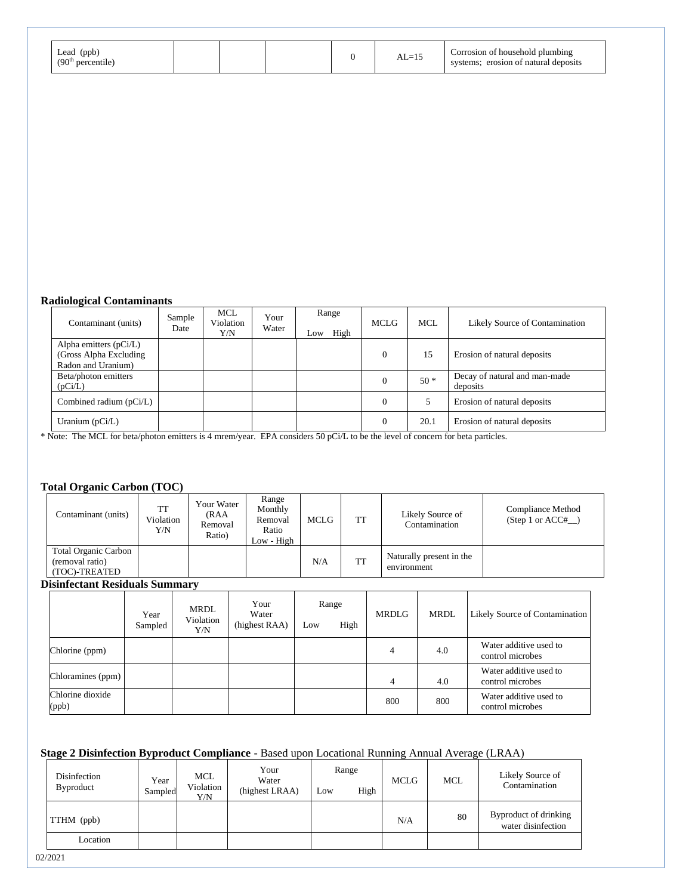| Lead (ppb) (90th percentile) | | | | 0 | AL=15 | Corrosion of household plumbing systems; erosion of natural deposits |
|---|---|---|---|---|---|---|

**Radiological Contaminants**

| Contaminant (units) | Sample Date | MCL Violation Y/N | Your Water | Range Low High | MCLG | MCL | Likely Source of Contamination |
|---|---|---|---|---|---|---|---|
| Alpha emitters (pCi/L) (Gross Alpha Excluding Radon and Uranium) | | | | | 0 | 15 | Erosion of natural deposits |
| Beta/photon emitters (pCi/L) | | | | | 0 | 50 * | Decay of natural and man-made deposits |
| Combined radium (pCi/L) | | | | | 0 | 5 | Erosion of natural deposits |
| Uranium (pCi/L) | | | | | 0 | 20.1 | Erosion of natural deposits |

* Note: The MCL for beta/photon emitters is 4 mrem/year. EPA considers 50 pCi/L to be the level of concern for beta particles.

**Total Organic Carbon (TOC)**

| Contaminant (units) | TT Violation Y/N | Your Water (RAA Removal Ratio) | Range Monthly Removal Ratio Low - High | MCLG | TT | Likely Source of Contamination | Compliance Method (Step 1 or ACC#__) |
|---|---|---|---|---|---|---|---|
| Total Organic Carbon (removal ratio) (TOC)-TREATED | | | | N/A | TT | Naturally present in the environment | |

**Disinfectant Residuals Summary**

| | Year Sampled | MRDL Violation Y/N | Your Water (highest RAA) | Range Low High | MRDLG | MRDL | Likely Source of Contamination |
|---|---|---|---|---|---|---|---|
| Chlorine (ppm) | | | | | 4 | 4.0 | Water additive used to control microbes |
| Chloramines (ppm) | | | | | 4 | 4.0 | Water additive used to control microbes |
| Chlorine dioxide (ppb) | | | | | 800 | 800 | Water additive used to control microbes |

**Stage 2 Disinfection Byproduct Compliance -** Based upon Locational Running Annual Average (LRAA)

| Disinfection Byproduct | Year Sampled | MCL Violation Y/N | Your Water (highest LRAA) | Range Low High | MCLG | MCL | Likely Source of Contamination |
|---|---|---|---|---|---|---|---|
| TTHM (ppb) | | | | | N/A | 80 | Byproduct of drinking water disinfection |
| Location | | | | | | | |

02/2021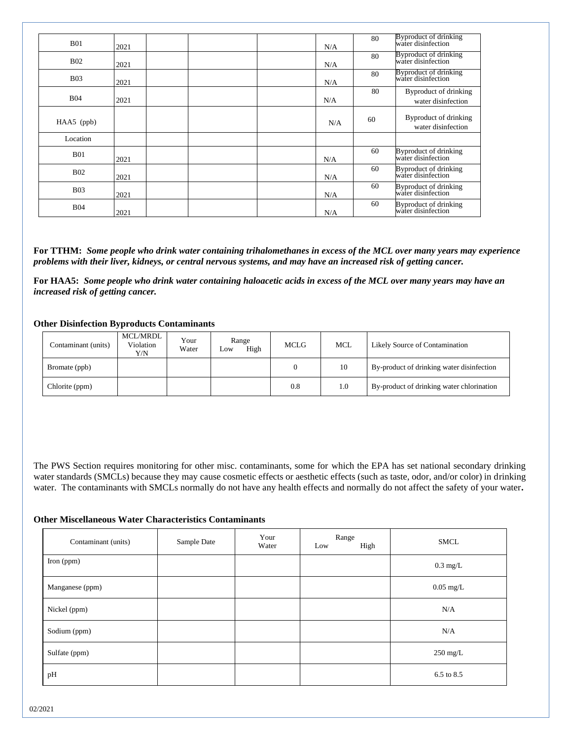| | | | | | | | |
|---|---|---|---|---|---|---|---|
| B01 | 2021 | | | | N/A | 80 | Byproduct of drinking water disinfection |
| B02 | 2021 | | | | N/A | 80 | Byproduct of drinking water disinfection |
| B03 | 2021 | | | | N/A | 80 | Byproduct of drinking water disinfection |
| B04 | 2021 | | | | N/A | 80 | Byproduct of drinking water disinfection |
| HAA5 (ppb) | | | | | N/A | 60 | Byproduct of drinking water disinfection |
| Location | | | | | | | |
| B01 | 2021 | | | | N/A | 60 | Byproduct of drinking water disinfection |
| B02 | 2021 | | | | N/A | 60 | Byproduct of drinking water disinfection |
| B03 | 2021 | | | | N/A | 60 | Byproduct of drinking water disinfection |
| B04 | 2021 | | | | N/A | 60 | Byproduct of drinking water disinfection |

**For TTHM:** ***Some people who drink water containing trihalomethanes in excess of the MCL over many years may experience problems with their liver, kidneys, or central nervous systems, and may have an increased risk of getting cancer.***

**For HAA5:** ***Some people who drink water containing haloacetic acids in excess of the MCL over many years may have an increased risk of getting cancer.***

**Other Disinfection Byproducts Contaminants**

| Contaminant (units) | MCL/MRDL Violation Y/N | Your Water | Range Low High | MCLG | MCL | Likely Source of Contamination |
|---|---|---|---|---|---|---|
| Bromate (ppb) | | | | 0 | 10 | By-product of drinking water disinfection |
| Chlorite (ppm) | | | | 0.8 | 1.0 | By-product of drinking water chlorination |

The PWS Section requires monitoring for other misc. contaminants, some for which the EPA has set national secondary drinking water standards (SMCLs) because they may cause cosmetic effects or aesthetic effects (such as taste, odor, and/or color) in drinking water. The contaminants with SMCLs normally do not have any health effects and normally do not affect the safety of your water**.**

**Other Miscellaneous Water Characteristics Contaminants**

| Contaminant (units) | Sample Date | Your Water | Range Low High | SMCL |
|---|---|---|---|---|
| Iron (ppm) | | | | 0.3 mg/L |
| Manganese (ppm) | | | | 0.05 mg/L |
| Nickel (ppm) | | | | N/A |
| Sodium (ppm) | | | | N/A |
| Sulfate (ppm) | | | | 250 mg/L |
| pH | | | | 6.5 to 8.5 |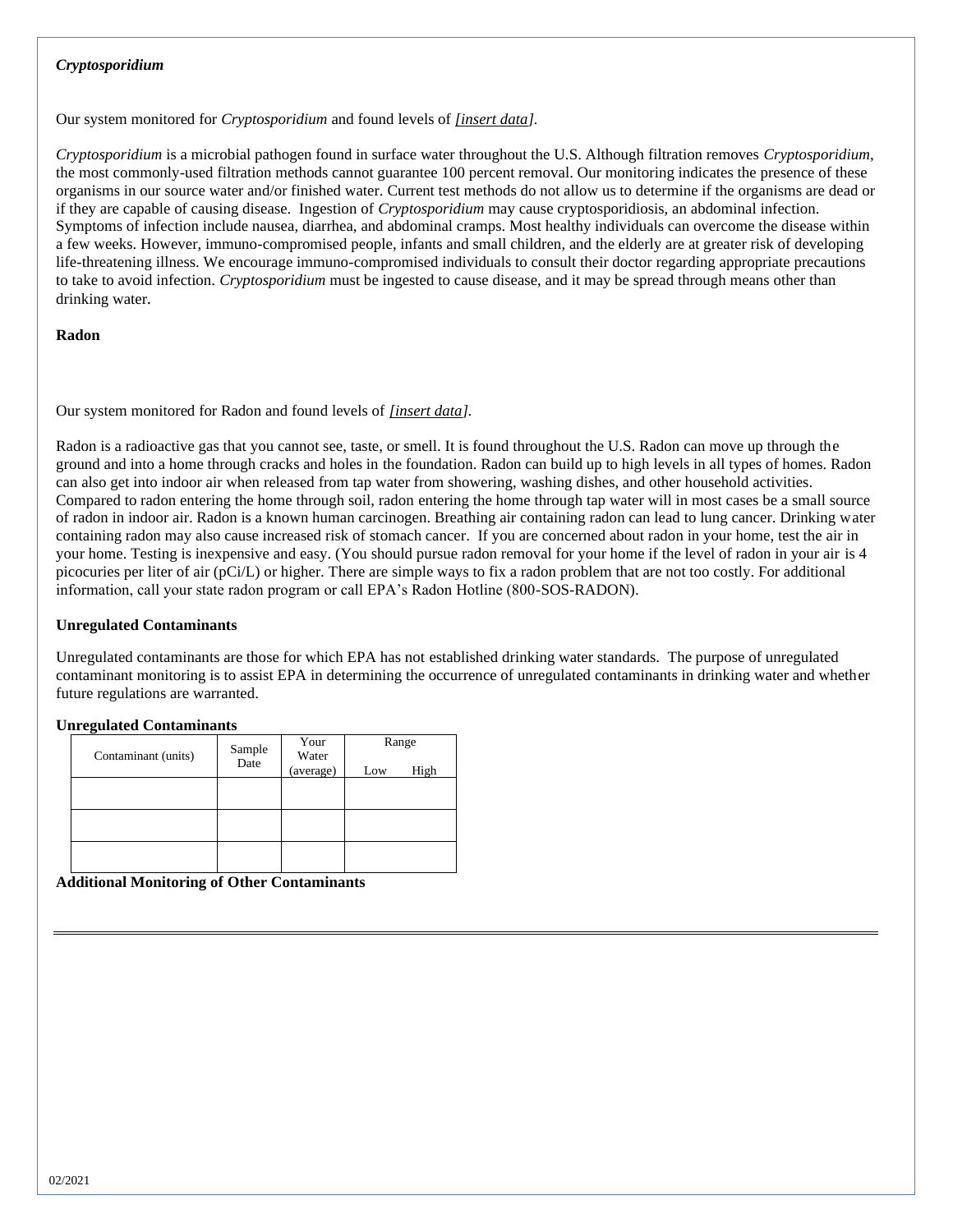### *Cryptosporidium*

Our system monitored for *Cryptosporidium* and found levels of *[insert data]*.

*Cryptosporidium* is a microbial pathogen found in surface water throughout the U.S. Although filtration removes *Cryptosporidium*, the most commonly-used filtration methods cannot guarantee 100 percent removal. Our monitoring indicates the presence of these organisms in our source water and/or finished water. Current test methods do not allow us to determine if the organisms are dead or if they are capable of causing disease. Ingestion of *Cryptosporidium* may cause cryptosporidiosis, an abdominal infection. Symptoms of infection include nausea, diarrhea, and abdominal cramps. Most healthy individuals can overcome the disease within a few weeks. However, immuno-compromised people, infants and small children, and the elderly are at greater risk of developing life-threatening illness. We encourage immuno-compromised individuals to consult their doctor regarding appropriate precautions to take to avoid infection. *Cryptosporidium* must be ingested to cause disease, and it may be spread through means other than drinking water.

### Radon

Our system monitored for Radon and found levels of *[insert data]*.

Radon is a radioactive gas that you cannot see, taste, or smell. It is found throughout the U.S. Radon can move up through the ground and into a home through cracks and holes in the foundation. Radon can build up to high levels in all types of homes. Radon can also get into indoor air when released from tap water from showering, washing dishes, and other household activities. Compared to radon entering the home through soil, radon entering the home through tap water will in most cases be a small source of radon in indoor air. Radon is a known human carcinogen. Breathing air containing radon can lead to lung cancer. Drinking water containing radon may also cause increased risk of stomach cancer. If you are concerned about radon in your home, test the air in your home. Testing is inexpensive and easy. (You should pursue radon removal for your home if the level of radon in your air is 4 picocuries per liter of air (pCi/L) or higher. There are simple ways to fix a radon problem that are not too costly. For additional information, call your state radon program or call EPA's Radon Hotline (800-SOS-RADON).

### Unregulated Contaminants

Unregulated contaminants are those for which EPA has not established drinking water standards. The purpose of unregulated contaminant monitoring is to assist EPA in determining the occurrence of unregulated contaminants in drinking water and whether future regulations are warranted.

**Unregulated Contaminants**

| Contaminant (units) | Sample Date | Your Water (average) | Range | |
|---|---|---|---|---|
| | | | Low | High |
| | | | | |
| | | | | |
| | | | | |

**Additional Monitoring of Other Contaminants**

02/2021